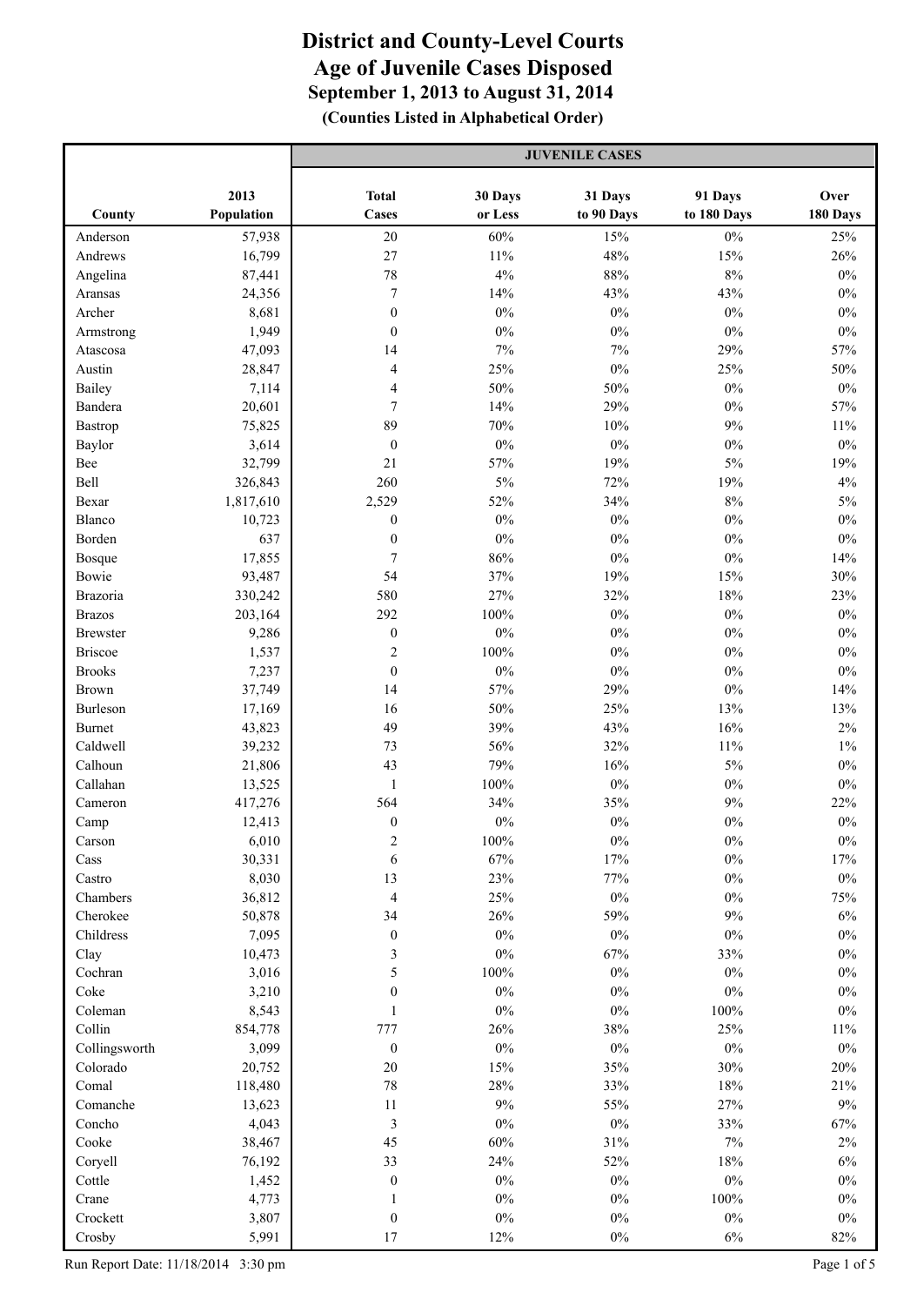# District and County-Level Courts
## Age of Juvenile Cases Disposed
### September 1, 2013 to August 31, 2014
**(Counties Listed in Alphabetical Order)**

| | | JUVENILE CASES | | | | |
|---|---|---|---|---|---|---|
| **County** | **2013 Population** | **Total Cases** | **30 Days or Less** | **31 Days to 90 Days** | **91 Days to 180 Days** | **Over 180 Days** |
| Anderson | 57,938 | 20 | 60% | 15% | 0% | 25% |
| Andrews | 16,799 | 27 | 11% | 48% | 15% | 26% |
| Angelina | 87,441 | 78 | 4% | 88% | 8% | 0% |
| Aransas | 24,356 | 7 | 14% | 43% | 43% | 0% |
| Archer | 8,681 | 0 | 0% | 0% | 0% | 0% |
| Armstrong | 1,949 | 0 | 0% | 0% | 0% | 0% |
| Atascosa | 47,093 | 14 | 7% | 7% | 29% | 57% |
| Austin | 28,847 | 4 | 25% | 0% | 25% | 50% |
| Bailey | 7,114 | 4 | 50% | 50% | 0% | 0% |
| Bandera | 20,601 | 7 | 14% | 29% | 0% | 57% |
| Bastrop | 75,825 | 89 | 70% | 10% | 9% | 11% |
| Baylor | 3,614 | 0 | 0% | 0% | 0% | 0% |
| Bee | 32,799 | 21 | 57% | 19% | 5% | 19% |
| Bell | 326,843 | 260 | 5% | 72% | 19% | 4% |
| Bexar | 1,817,610 | 2,529 | 52% | 34% | 8% | 5% |
| Blanco | 10,723 | 0 | 0% | 0% | 0% | 0% |
| Borden | 637 | 0 | 0% | 0% | 0% | 0% |
| Bosque | 17,855 | 7 | 86% | 0% | 0% | 14% |
| Bowie | 93,487 | 54 | 37% | 19% | 15% | 30% |
| Brazoria | 330,242 | 580 | 27% | 32% | 18% | 23% |
| Brazos | 203,164 | 292 | 100% | 0% | 0% | 0% |
| Brewster | 9,286 | 0 | 0% | 0% | 0% | 0% |
| Briscoe | 1,537 | 2 | 100% | 0% | 0% | 0% |
| Brooks | 7,237 | 0 | 0% | 0% | 0% | 0% |
| Brown | 37,749 | 14 | 57% | 29% | 0% | 14% |
| Burleson | 17,169 | 16 | 50% | 25% | 13% | 13% |
| Burnet | 43,823 | 49 | 39% | 43% | 16% | 2% |
| Caldwell | 39,232 | 73 | 56% | 32% | 11% | 1% |
| Calhoun | 21,806 | 43 | 79% | 16% | 5% | 0% |
| Callahan | 13,525 | 1 | 100% | 0% | 0% | 0% |
| Cameron | 417,276 | 564 | 34% | 35% | 9% | 22% |
| Camp | 12,413 | 0 | 0% | 0% | 0% | 0% |
| Carson | 6,010 | 2 | 100% | 0% | 0% | 0% |
| Cass | 30,331 | 6 | 67% | 17% | 0% | 17% |
| Castro | 8,030 | 13 | 23% | 77% | 0% | 0% |
| Chambers | 36,812 | 4 | 25% | 0% | 0% | 75% |
| Cherokee | 50,878 | 34 | 26% | 59% | 9% | 6% |
| Childress | 7,095 | 0 | 0% | 0% | 0% | 0% |
| Clay | 10,473 | 3 | 0% | 67% | 33% | 0% |
| Cochran | 3,016 | 5 | 100% | 0% | 0% | 0% |
| Coke | 3,210 | 0 | 0% | 0% | 0% | 0% |
| Coleman | 8,543 | 1 | 0% | 0% | 100% | 0% |
| Collin | 854,778 | 777 | 26% | 38% | 25% | 11% |
| Collingsworth | 3,099 | 0 | 0% | 0% | 0% | 0% |
| Colorado | 20,752 | 20 | 15% | 35% | 30% | 20% |
| Comal | 118,480 | 78 | 28% | 33% | 18% | 21% |
| Comanche | 13,623 | 11 | 9% | 55% | 27% | 9% |
| Concho | 4,043 | 3 | 0% | 0% | 33% | 67% |
| Cooke | 38,467 | 45 | 60% | 31% | 7% | 2% |
| Coryell | 76,192 | 33 | 24% | 52% | 18% | 6% |
| Cottle | 1,452 | 0 | 0% | 0% | 0% | 0% |
| Crane | 4,773 | 1 | 0% | 0% | 100% | 0% |
| Crockett | 3,807 | 0 | 0% | 0% | 0% | 0% |
| Crosby | 5,991 | 17 | 12% | 0% | 6% | 82% |

Run Report Date: 11/18/2014 3:30 pm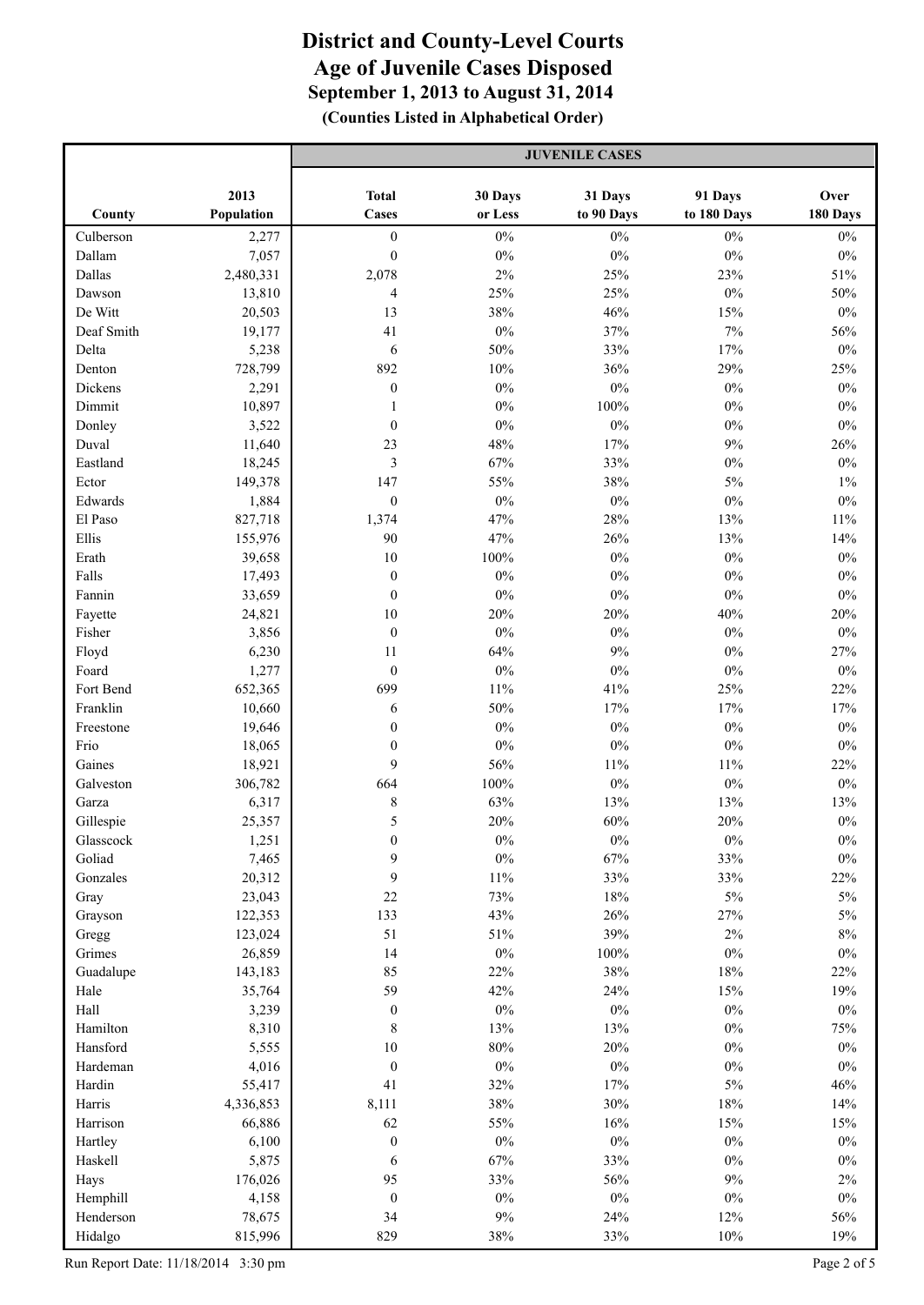# District and County-Level Courts
## Age of Juvenile Cases Disposed
### September 1, 2013 to August 31, 2014
**(Counties Listed in Alphabetical Order)**

| County | 2013 Population | JUVENILE CASES | | | | |
|---|---|---|---|---|---|---|
| | | Total Cases | 30 Days or Less | 31 Days to 90 Days | 91 Days to 180 Days | Over 180 Days |
| Culberson | 2,277 | 0 | 0% | 0% | 0% | 0% |
| Dallam | 7,057 | 0 | 0% | 0% | 0% | 0% |
| Dallas | 2,480,331 | 2,078 | 2% | 25% | 23% | 51% |
| Dawson | 13,810 | 4 | 25% | 25% | 0% | 50% |
| De Witt | 20,503 | 13 | 38% | 46% | 15% | 0% |
| Deaf Smith | 19,177 | 41 | 0% | 37% | 7% | 56% |
| Delta | 5,238 | 6 | 50% | 33% | 17% | 0% |
| Denton | 728,799 | 892 | 10% | 36% | 29% | 25% |
| Dickens | 2,291 | 0 | 0% | 0% | 0% | 0% |
| Dimmit | 10,897 | 1 | 0% | 100% | 0% | 0% |
| Donley | 3,522 | 0 | 0% | 0% | 0% | 0% |
| Duval | 11,640 | 23 | 48% | 17% | 9% | 26% |
| Eastland | 18,245 | 3 | 67% | 33% | 0% | 0% |
| Ector | 149,378 | 147 | 55% | 38% | 5% | 1% |
| Edwards | 1,884 | 0 | 0% | 0% | 0% | 0% |
| El Paso | 827,718 | 1,374 | 47% | 28% | 13% | 11% |
| Ellis | 155,976 | 90 | 47% | 26% | 13% | 14% |
| Erath | 39,658 | 10 | 100% | 0% | 0% | 0% |
| Falls | 17,493 | 0 | 0% | 0% | 0% | 0% |
| Fannin | 33,659 | 0 | 0% | 0% | 0% | 0% |
| Fayette | 24,821 | 10 | 20% | 20% | 40% | 20% |
| Fisher | 3,856 | 0 | 0% | 0% | 0% | 0% |
| Floyd | 6,230 | 11 | 64% | 9% | 0% | 27% |
| Foard | 1,277 | 0 | 0% | 0% | 0% | 0% |
| Fort Bend | 652,365 | 699 | 11% | 41% | 25% | 22% |
| Franklin | 10,660 | 6 | 50% | 17% | 17% | 17% |
| Freestone | 19,646 | 0 | 0% | 0% | 0% | 0% |
| Frio | 18,065 | 0 | 0% | 0% | 0% | 0% |
| Gaines | 18,921 | 9 | 56% | 11% | 11% | 22% |
| Galveston | 306,782 | 664 | 100% | 0% | 0% | 0% |
| Garza | 6,317 | 8 | 63% | 13% | 13% | 13% |
| Gillespie | 25,357 | 5 | 20% | 60% | 20% | 0% |
| Glasscock | 1,251 | 0 | 0% | 0% | 0% | 0% |
| Goliad | 7,465 | 9 | 0% | 67% | 33% | 0% |
| Gonzales | 20,312 | 9 | 11% | 33% | 33% | 22% |
| Gray | 23,043 | 22 | 73% | 18% | 5% | 5% |
| Grayson | 122,353 | 133 | 43% | 26% | 27% | 5% |
| Gregg | 123,024 | 51 | 51% | 39% | 2% | 8% |
| Grimes | 26,859 | 14 | 0% | 100% | 0% | 0% |
| Guadalupe | 143,183 | 85 | 22% | 38% | 18% | 22% |
| Hale | 35,764 | 59 | 42% | 24% | 15% | 19% |
| Hall | 3,239 | 0 | 0% | 0% | 0% | 0% |
| Hamilton | 8,310 | 8 | 13% | 13% | 0% | 75% |
| Hansford | 5,555 | 10 | 80% | 20% | 0% | 0% |
| Hardeman | 4,016 | 0 | 0% | 0% | 0% | 0% |
| Hardin | 55,417 | 41 | 32% | 17% | 5% | 46% |
| Harris | 4,336,853 | 8,111 | 38% | 30% | 18% | 14% |
| Harrison | 66,886 | 62 | 55% | 16% | 15% | 15% |
| Hartley | 6,100 | 0 | 0% | 0% | 0% | 0% |
| Haskell | 5,875 | 6 | 67% | 33% | 0% | 0% |
| Hays | 176,026 | 95 | 33% | 56% | 9% | 2% |
| Hemphill | 4,158 | 0 | 0% | 0% | 0% | 0% |
| Henderson | 78,675 | 34 | 9% | 24% | 12% | 56% |
| Hidalgo | 815,996 | 829 | 38% | 33% | 10% | 19% |

Run Report Date: 11/18/2014 3:30 pm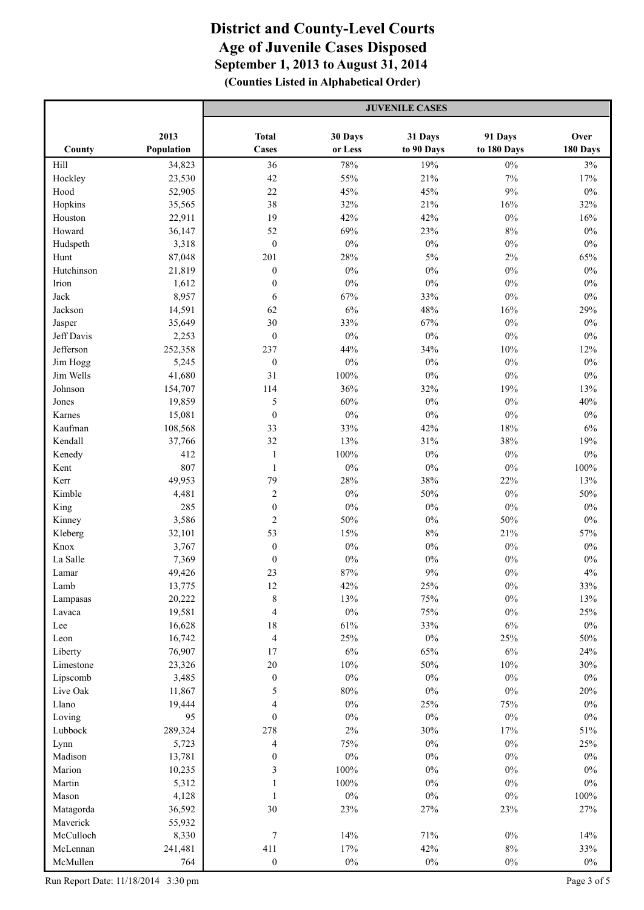# District and County-Level Courts
## Age of Juvenile Cases Disposed
### September 1, 2013 to August 31, 2014
#### (Counties Listed in Alphabetical Order)

| County | 2013 Population | JUVENILE CASES | | | | |
|---|---|---|---|---|---|---|
| | | Total Cases | 30 Days or Less | 31 Days to 90 Days | 91 Days to 180 Days | Over 180 Days |
| Hill | 34,823 | 36 | 78% | 19% | 0% | 3% |
| Hockley | 23,530 | 42 | 55% | 21% | 7% | 17% |
| Hood | 52,905 | 22 | 45% | 45% | 9% | 0% |
| Hopkins | 35,565 | 38 | 32% | 21% | 16% | 32% |
| Houston | 22,911 | 19 | 42% | 42% | 0% | 16% |
| Howard | 36,147 | 52 | 69% | 23% | 8% | 0% |
| Hudspeth | 3,318 | 0 | 0% | 0% | 0% | 0% |
| Hunt | 87,048 | 201 | 28% | 5% | 2% | 65% |
| Hutchinson | 21,819 | 0 | 0% | 0% | 0% | 0% |
| Irion | 1,612 | 0 | 0% | 0% | 0% | 0% |
| Jack | 8,957 | 6 | 67% | 33% | 0% | 0% |
| Jackson | 14,591 | 62 | 6% | 48% | 16% | 29% |
| Jasper | 35,649 | 30 | 33% | 67% | 0% | 0% |
| Jeff Davis | 2,253 | 0 | 0% | 0% | 0% | 0% |
| Jefferson | 252,358 | 237 | 44% | 34% | 10% | 12% |
| Jim Hogg | 5,245 | 0 | 0% | 0% | 0% | 0% |
| Jim Wells | 41,680 | 31 | 100% | 0% | 0% | 0% |
| Johnson | 154,707 | 114 | 36% | 32% | 19% | 13% |
| Jones | 19,859 | 5 | 60% | 0% | 0% | 40% |
| Karnes | 15,081 | 0 | 0% | 0% | 0% | 0% |
| Kaufman | 108,568 | 33 | 33% | 42% | 18% | 6% |
| Kendall | 37,766 | 32 | 13% | 31% | 38% | 19% |
| Kenedy | 412 | 1 | 100% | 0% | 0% | 0% |
| Kent | 807 | 1 | 0% | 0% | 0% | 100% |
| Kerr | 49,953 | 79 | 28% | 38% | 22% | 13% |
| Kimble | 4,481 | 2 | 0% | 50% | 0% | 50% |
| King | 285 | 0 | 0% | 0% | 0% | 0% |
| Kinney | 3,586 | 2 | 50% | 0% | 50% | 0% |
| Kleberg | 32,101 | 53 | 15% | 8% | 21% | 57% |
| Knox | 3,767 | 0 | 0% | 0% | 0% | 0% |
| La Salle | 7,369 | 0 | 0% | 0% | 0% | 0% |
| Lamar | 49,426 | 23 | 87% | 9% | 0% | 4% |
| Lamb | 13,775 | 12 | 42% | 25% | 0% | 33% |
| Lampasas | 20,222 | 8 | 13% | 75% | 0% | 13% |
| Lavaca | 19,581 | 4 | 0% | 75% | 0% | 25% |
| Lee | 16,628 | 18 | 61% | 33% | 6% | 0% |
| Leon | 16,742 | 4 | 25% | 0% | 25% | 50% |
| Liberty | 76,907 | 17 | 6% | 65% | 6% | 24% |
| Limestone | 23,326 | 20 | 10% | 50% | 10% | 30% |
| Lipscomb | 3,485 | 0 | 0% | 0% | 0% | 0% |
| Live Oak | 11,867 | 5 | 80% | 0% | 0% | 20% |
| Llano | 19,444 | 4 | 0% | 25% | 75% | 0% |
| Loving | 95 | 0 | 0% | 0% | 0% | 0% |
| Lubbock | 289,324 | 278 | 2% | 30% | 17% | 51% |
| Lynn | 5,723 | 4 | 75% | 0% | 0% | 25% |
| Madison | 13,781 | 0 | 0% | 0% | 0% | 0% |
| Marion | 10,235 | 3 | 100% | 0% | 0% | 0% |
| Martin | 5,312 | 1 | 100% | 0% | 0% | 0% |
| Mason | 4,128 | 1 | 0% | 0% | 0% | 100% |
| Matagorda | 36,592 | 30 | 23% | 27% | 23% | 27% |
| Maverick | 55,932 | | | | | |
| McCulloch | 8,330 | 7 | 14% | 71% | 0% | 14% |
| McLennan | 241,481 | 411 | 17% | 42% | 8% | 33% |
| McMullen | 764 | 0 | 0% | 0% | 0% | 0% |

Run Report Date: 11/18/2014 3:30 pm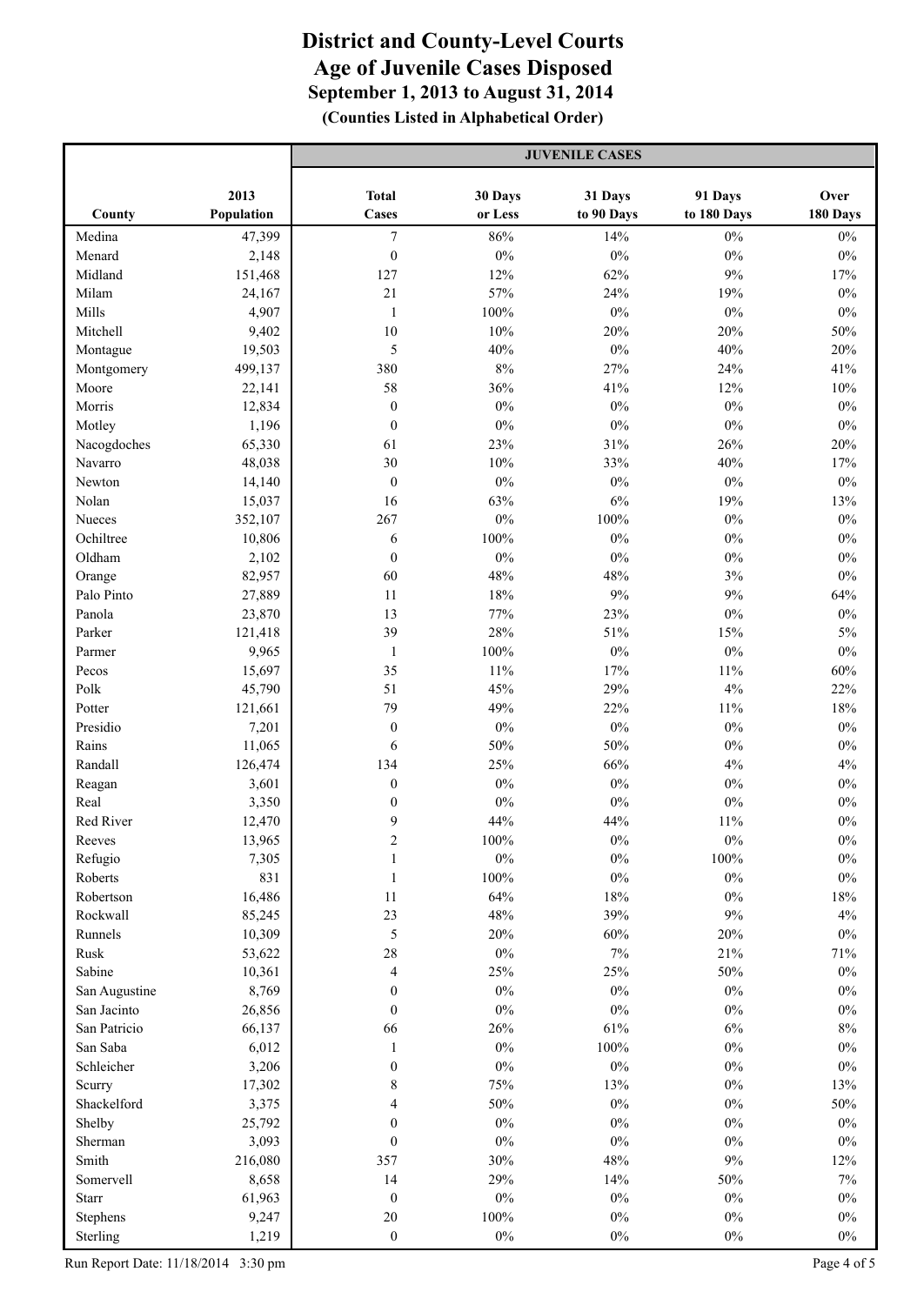# District and County-Level Courts
## Age of Juvenile Cases Disposed
### September 1, 2013 to August 31, 2014
**(Counties Listed in Alphabetical Order)**

| County | 2013 Population | JUVENILE CASES | | | | |
|---|---|---|---|---|---|---|
| | | Total Cases | 30 Days or Less | 31 Days to 90 Days | 91 Days to 180 Days | Over 180 Days |
| Medina | 47,399 | 7 | 86% | 14% | 0% | 0% |
| Menard | 2,148 | 0 | 0% | 0% | 0% | 0% |
| Midland | 151,468 | 127 | 12% | 62% | 9% | 17% |
| Milam | 24,167 | 21 | 57% | 24% | 19% | 0% |
| Mills | 4,907 | 1 | 100% | 0% | 0% | 0% |
| Mitchell | 9,402 | 10 | 10% | 20% | 20% | 50% |
| Montague | 19,503 | 5 | 40% | 0% | 40% | 20% |
| Montgomery | 499,137 | 380 | 8% | 27% | 24% | 41% |
| Moore | 22,141 | 58 | 36% | 41% | 12% | 10% |
| Morris | 12,834 | 0 | 0% | 0% | 0% | 0% |
| Motley | 1,196 | 0 | 0% | 0% | 0% | 0% |
| Nacogdoches | 65,330 | 61 | 23% | 31% | 26% | 20% |
| Navarro | 48,038 | 30 | 10% | 33% | 40% | 17% |
| Newton | 14,140 | 0 | 0% | 0% | 0% | 0% |
| Nolan | 15,037 | 16 | 63% | 6% | 19% | 13% |
| Nueces | 352,107 | 267 | 0% | 100% | 0% | 0% |
| Ochiltree | 10,806 | 6 | 100% | 0% | 0% | 0% |
| Oldham | 2,102 | 0 | 0% | 0% | 0% | 0% |
| Orange | 82,957 | 60 | 48% | 48% | 3% | 0% |
| Palo Pinto | 27,889 | 11 | 18% | 9% | 9% | 64% |
| Panola | 23,870 | 13 | 77% | 23% | 0% | 0% |
| Parker | 121,418 | 39 | 28% | 51% | 15% | 5% |
| Parmer | 9,965 | 1 | 100% | 0% | 0% | 0% |
| Pecos | 15,697 | 35 | 11% | 17% | 11% | 60% |
| Polk | 45,790 | 51 | 45% | 29% | 4% | 22% |
| Potter | 121,661 | 79 | 49% | 22% | 11% | 18% |
| Presidio | 7,201 | 0 | 0% | 0% | 0% | 0% |
| Rains | 11,065 | 6 | 50% | 50% | 0% | 0% |
| Randall | 126,474 | 134 | 25% | 66% | 4% | 4% |
| Reagan | 3,601 | 0 | 0% | 0% | 0% | 0% |
| Real | 3,350 | 0 | 0% | 0% | 0% | 0% |
| Red River | 12,470 | 9 | 44% | 44% | 11% | 0% |
| Reeves | 13,965 | 2 | 100% | 0% | 0% | 0% |
| Refugio | 7,305 | 1 | 0% | 0% | 100% | 0% |
| Roberts | 831 | 1 | 100% | 0% | 0% | 0% |
| Robertson | 16,486 | 11 | 64% | 18% | 0% | 18% |
| Rockwall | 85,245 | 23 | 48% | 39% | 9% | 4% |
| Runnels | 10,309 | 5 | 20% | 60% | 20% | 0% |
| Rusk | 53,622 | 28 | 0% | 7% | 21% | 71% |
| Sabine | 10,361 | 4 | 25% | 25% | 50% | 0% |
| San Augustine | 8,769 | 0 | 0% | 0% | 0% | 0% |
| San Jacinto | 26,856 | 0 | 0% | 0% | 0% | 0% |
| San Patricio | 66,137 | 66 | 26% | 61% | 6% | 8% |
| San Saba | 6,012 | 1 | 0% | 100% | 0% | 0% |
| Schleicher | 3,206 | 0 | 0% | 0% | 0% | 0% |
| Scurry | 17,302 | 8 | 75% | 13% | 0% | 13% |
| Shackelford | 3,375 | 4 | 50% | 0% | 0% | 50% |
| Shelby | 25,792 | 0 | 0% | 0% | 0% | 0% |
| Sherman | 3,093 | 0 | 0% | 0% | 0% | 0% |
| Smith | 216,080 | 357 | 30% | 48% | 9% | 12% |
| Somervell | 8,658 | 14 | 29% | 14% | 50% | 7% |
| Starr | 61,963 | 0 | 0% | 0% | 0% | 0% |
| Stephens | 9,247 | 20 | 100% | 0% | 0% | 0% |
| Sterling | 1,219 | 0 | 0% | 0% | 0% | 0% |

Run Report Date: 11/18/2014 3:30 pm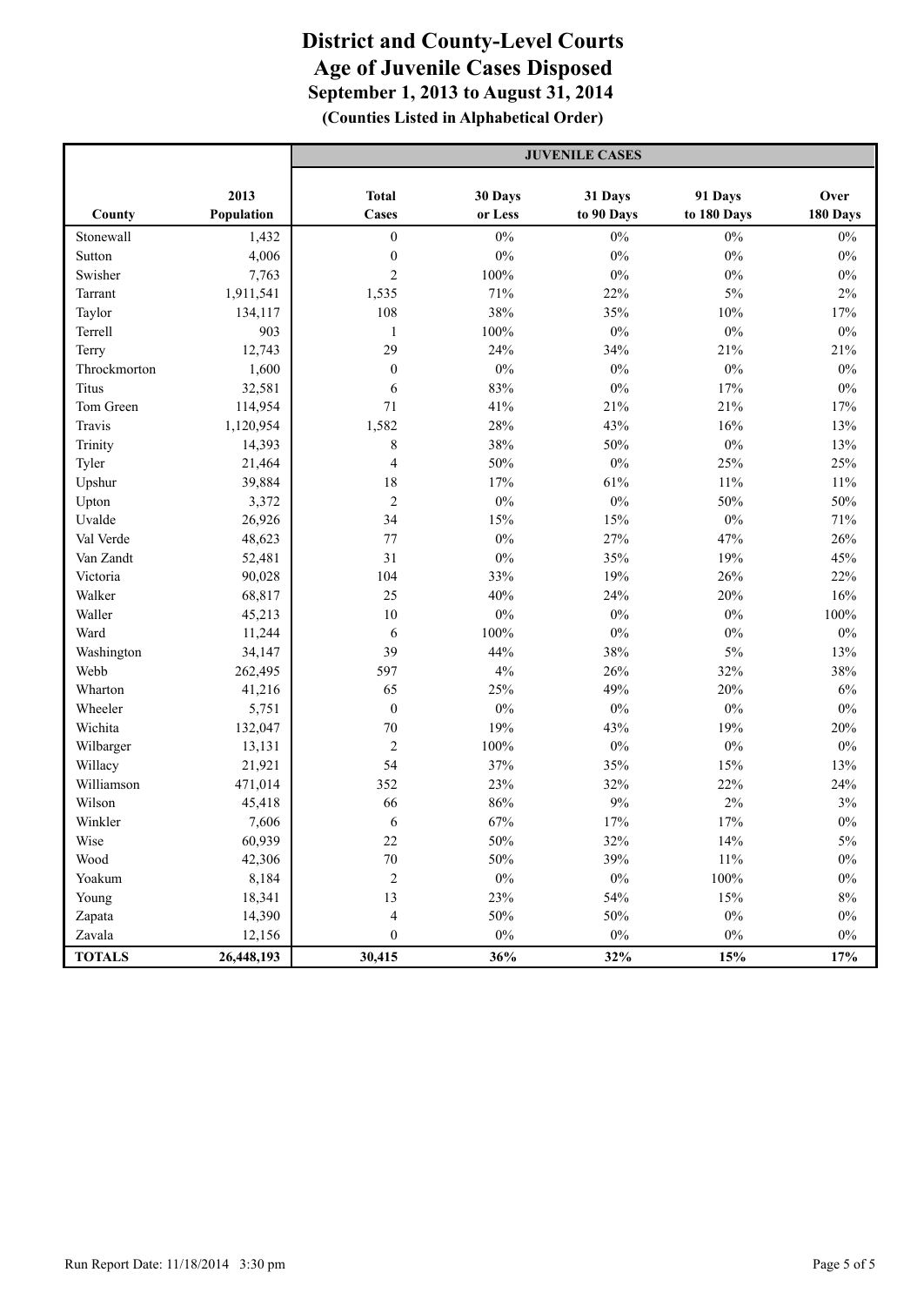# District and County-Level Courts
# Age of Juvenile Cases Disposed
## September 1, 2013 to August 31, 2014
### (Counties Listed in Alphabetical Order)

| | | JUVENILE CASES | | | | |
|---|---|---|---|---|---|---|
| County | 2013 Population | Total Cases | 30 Days or Less | 31 Days to 90 Days | 91 Days to 180 Days | Over 180 Days |
| Stonewall | 1,432 | 0 | 0% | 0% | 0% | 0% |
| Sutton | 4,006 | 0 | 0% | 0% | 0% | 0% |
| Swisher | 7,763 | 2 | 100% | 0% | 0% | 0% |
| Tarrant | 1,911,541 | 1,535 | 71% | 22% | 5% | 2% |
| Taylor | 134,117 | 108 | 38% | 35% | 10% | 17% |
| Terrell | 903 | 1 | 100% | 0% | 0% | 0% |
| Terry | 12,743 | 29 | 24% | 34% | 21% | 21% |
| Throckmorton | 1,600 | 0 | 0% | 0% | 0% | 0% |
| Titus | 32,581 | 6 | 83% | 0% | 17% | 0% |
| Tom Green | 114,954 | 71 | 41% | 21% | 21% | 17% |
| Travis | 1,120,954 | 1,582 | 28% | 43% | 16% | 13% |
| Trinity | 14,393 | 8 | 38% | 50% | 0% | 13% |
| Tyler | 21,464 | 4 | 50% | 0% | 25% | 25% |
| Upshur | 39,884 | 18 | 17% | 61% | 11% | 11% |
| Upton | 3,372 | 2 | 0% | 0% | 50% | 50% |
| Uvalde | 26,926 | 34 | 15% | 15% | 0% | 71% |
| Val Verde | 48,623 | 77 | 0% | 27% | 47% | 26% |
| Van Zandt | 52,481 | 31 | 0% | 35% | 19% | 45% |
| Victoria | 90,028 | 104 | 33% | 19% | 26% | 22% |
| Walker | 68,817 | 25 | 40% | 24% | 20% | 16% |
| Waller | 45,213 | 10 | 0% | 0% | 0% | 100% |
| Ward | 11,244 | 6 | 100% | 0% | 0% | 0% |
| Washington | 34,147 | 39 | 44% | 38% | 5% | 13% |
| Webb | 262,495 | 597 | 4% | 26% | 32% | 38% |
| Wharton | 41,216 | 65 | 25% | 49% | 20% | 6% |
| Wheeler | 5,751 | 0 | 0% | 0% | 0% | 0% |
| Wichita | 132,047 | 70 | 19% | 43% | 19% | 20% |
| Wilbarger | 13,131 | 2 | 100% | 0% | 0% | 0% |
| Willacy | 21,921 | 54 | 37% | 35% | 15% | 13% |
| Williamson | 471,014 | 352 | 23% | 32% | 22% | 24% |
| Wilson | 45,418 | 66 | 86% | 9% | 2% | 3% |
| Winkler | 7,606 | 6 | 67% | 17% | 17% | 0% |
| Wise | 60,939 | 22 | 50% | 32% | 14% | 5% |
| Wood | 42,306 | 70 | 50% | 39% | 11% | 0% |
| Yoakum | 8,184 | 2 | 0% | 0% | 100% | 0% |
| Young | 18,341 | 13 | 23% | 54% | 15% | 8% |
| Zapata | 14,390 | 4 | 50% | 50% | 0% | 0% |
| Zavala | 12,156 | 0 | 0% | 0% | 0% | 0% |
| **TOTALS** | **26,448,193** | **30,415** | **36%** | **32%** | **15%** | **17%** |

Run Report Date: 11/18/2014 3:30 pm